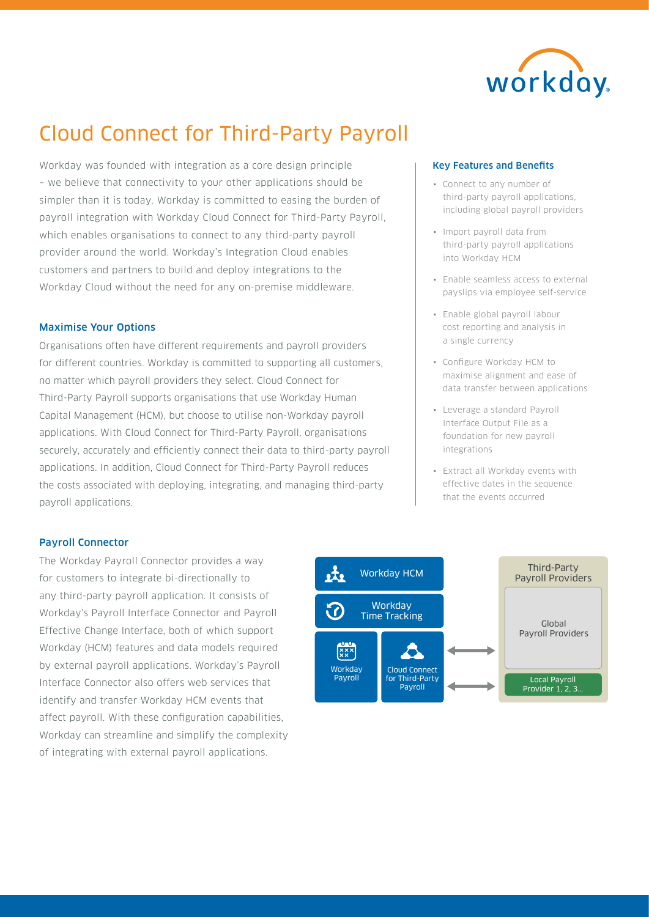# Cloud Connect for Third-Party Payroll

Workday was founded with integration as a core design principle – we believe that connectivity to your other applications should be simpler than it is today. Workday is committed to easing the burden of payroll integration with Workday Cloud Connect for Third-Party Payroll, which enables organisations to connect to any third-party payroll provider around the world. Workday's Integration Cloud enables customers and partners to build and deploy integrations to the Workday Cloud without the need for any on-premise middleware.

## Maximise Your Options

Organisations often have different requirements and payroll providers for different countries. Workday is committed to supporting all customers, no matter which payroll providers they select. Cloud Connect for Third-Party Payroll supports organisations that use Workday Human Capital Management (HCM), but choose to utilise non-Workday payroll applications. With Cloud Connect for Third-Party Payroll, organisations securely, accurately and efficiently connect their data to third-party payroll applications. In addition, Cloud Connect for Third-Party Payroll reduces the costs associated with deploying, integrating, and managing third-party payroll applications.

## Key Features and Benefits

- Connect to any number of third-party payroll applications, including global payroll providers
- Import payroll data from third-party payroll applications into Workday HCM
- Enable seamless access to external payslips via employee self-service
- Enable global payroll labour cost reporting and analysis in a single currency
- Configure Workday HCM to maximise alignment and ease of data transfer between applications
- Leverage a standard Payroll Interface Output File as a foundation for new payroll integrations
- Extract all Workday events with effective dates in the sequence that the events occurred

## Payroll Connector

The Workday Payroll Connector provides a way for customers to integrate bi-directionally to any third-party payroll application. It consists of Workday's Payroll Interface Connector and Payroll Effective Change Interface, both of which support Workday (HCM) features and data models required by external payroll applications. Workday's Payroll Interface Connector also offers web services that identify and transfer Workday HCM events that affect payroll. With these configuration capabilities, Workday can streamline and simplify the complexity of integrating with external payroll applications.

Workday HCM | Workday Time Tracking | Workday Payroll | Cloud Connect for Third-Party Payroll ↔ Third-Party Payroll Providers: Global Payroll Providers; Local Payroll Provider 1, 2, 3...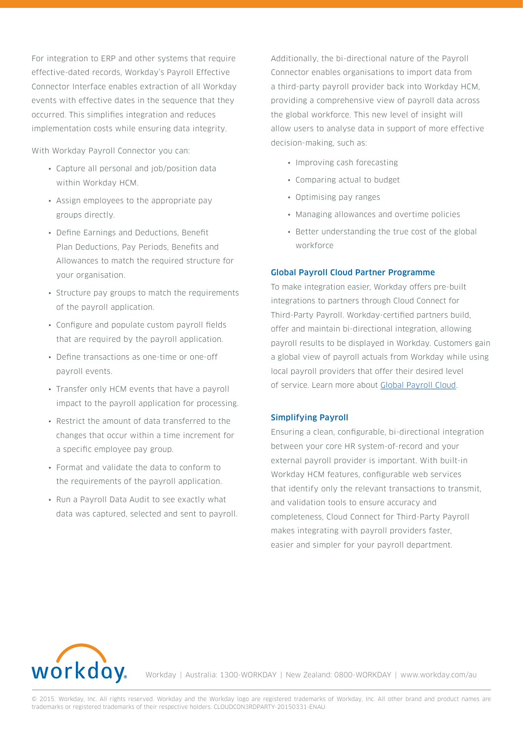For integration to ERP and other systems that require effective-dated records, Workday's Payroll Effective Connector Interface enables extraction of all Workday events with effective dates in the sequence that they occurred. This simplifies integration and reduces implementation costs while ensuring data integrity.

With Workday Payroll Connector you can:

- Capture all personal and job/position data within Workday HCM.
- Assign employees to the appropriate pay groups directly.
- Define Earnings and Deductions, Benefit Plan Deductions, Pay Periods, Benefits and Allowances to match the required structure for your organisation.
- Structure pay groups to match the requirements of the payroll application.
- Configure and populate custom payroll fields that are required by the payroll application.
- Define transactions as one-time or one-off payroll events.
- Transfer only HCM events that have a payroll impact to the payroll application for processing.
- Restrict the amount of data transferred to the changes that occur within a time increment for a specific employee pay group.
- Format and validate the data to conform to the requirements of the payroll application.
- Run a Payroll Data Audit to see exactly what data was captured, selected and sent to payroll.

Additionally, the bi-directional nature of the Payroll Connector enables organisations to import data from a third-party payroll provider back into Workday HCM, providing a comprehensive view of payroll data across the global workforce. This new level of insight will allow users to analyse data in support of more effective decision-making, such as:

- Improving cash forecasting
- Comparing actual to budget
- Optimising pay ranges
- Managing allowances and overtime policies
- Better understanding the true cost of the global workforce

## Global Payroll Cloud Partner Programme

To make integration easier, Workday offers pre-built integrations to partners through Cloud Connect for Third-Party Payroll. Workday-certified partners build, offer and maintain bi-directional integration, allowing payroll results to be displayed in Workday. Customers gain a global view of payroll actuals from Workday while using local payroll providers that offer their desired level of service. Learn more about Global Payroll Cloud.

## Simplifying Payroll

Ensuring a clean, configurable, bi-directional integration between your core HR system-of-record and your external payroll provider is important. With built-in Workday HCM features, configurable web services that identify only the relevant transactions to transmit, and validation tools to ensure accuracy and completeness, Cloud Connect for Third-Party Payroll makes integrating with payroll providers faster, easier and simpler for your payroll department.

workday.

Workday | Australia: 1300-WORKDAY | New Zealand: 0800-WORKDAY | www.workday.com/au

© 2015. Workday, Inc. All rights reserved. Workday and the Workday logo are registered trademarks of Workday, Inc. All other brand and product names are trademarks or registered trademarks of their respective holders. CLOUDCON3RDPARTY-20150331-ENAU